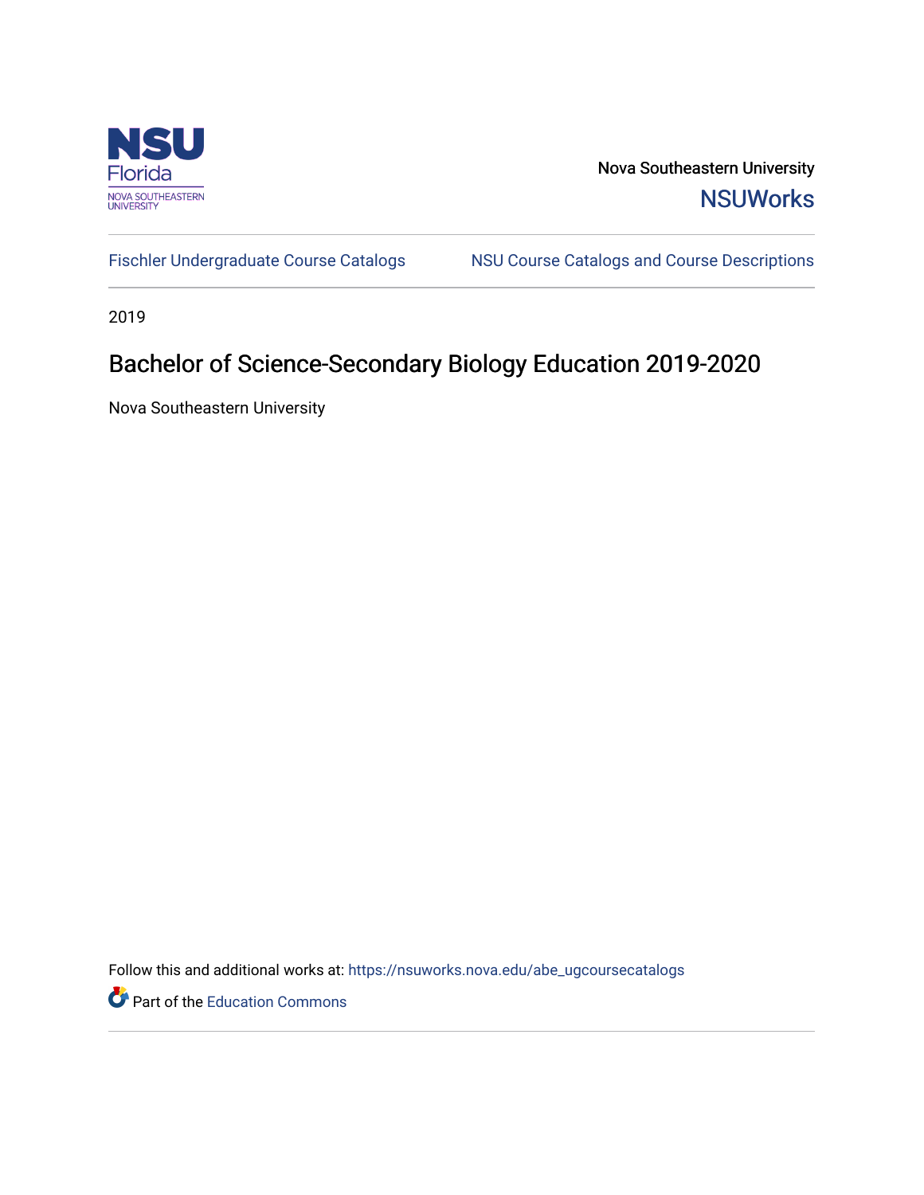Nova Southeastern University

NSUWorks

Fischler Undergraduate Course Catalogs

NSU Course Catalogs and Course Descriptions

2019

# Bachelor of Science-Secondary Biology Education 2019-2020

Nova Southeastern University

Follow this and additional works at: https://nsuworks.nova.edu/abe_ugcoursecatalogs

Part of the Education Commons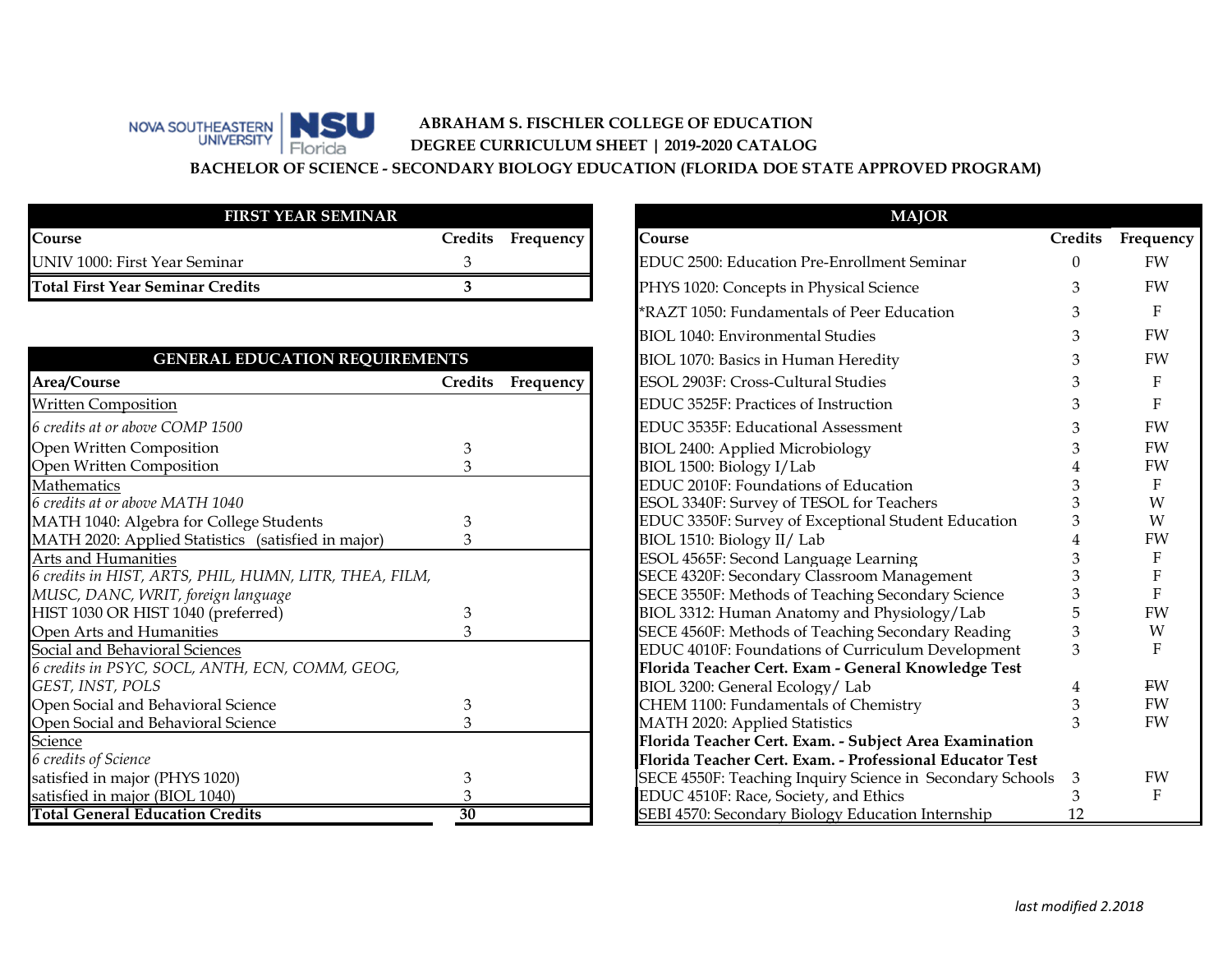**ABRAHAM S. FISCHLER COLLEGE OF EDUCATION**
**DEGREE CURRICULUM SHEET | 2019-2020 CATALOG**
**BACHELOR OF SCIENCE - SECONDARY BIOLOGY EDUCATION (FLORIDA DOE STATE APPROVED PROGRAM)**

| FIRST YEAR SEMINAR | | |
|---|---|---|
| **Course** | **Credits** | **Frequency** |
| UNIV 1000: First Year Seminar | 3 | |
| **Total First Year Seminar Credits** | **3** | |

| GENERAL EDUCATION REQUIREMENTS | | |
|---|---|---|
| **Area/Course** | **Credits** | **Frequency** |
| Written Composition | | |
| *6 credits at or above COMP 1500* | | |
| Open Written Composition | 3 | |
| Open Written Composition | 3 | |
| Mathematics | | |
| *6 credits at or above MATH 1040* | | |
| MATH 1040: Algebra for College Students | 3 | |
| MATH 2020: Applied Statistics (satisfied in major) | 3 | |
| Arts and Humanities | | |
| *6 credits in HIST, ARTS, PHIL, HUMN, LITR, THEA, FILM, MUSC, DANC, WRIT, foreign language* | | |
| HIST 1030 OR HIST 1040 (preferred) | 3 | |
| Open Arts and Humanities | 3 | |
| Social and Behavioral Sciences | | |
| *6 credits in PSYC, SOCL, ANTH, ECN, COMM, GEOG, GEST, INST, POLS* | | |
| Open Social and Behavioral Science | 3 | |
| Open Social and Behavioral Science | 3 | |
| Science | | |
| *6 credits of Science* | | |
| satisfied in major (PHYS 1020) | 3 | |
| satisfied in major (BIOL 1040) | 3 | |
| **Total General Education Credits** | **30** | |

| MAJOR | | |
|---|---|---|
| **Course** | **Credits** | **Frequency** |
| EDUC 2500: Education Pre-Enrollment Seminar | 0 | FW |
| PHYS 1020: Concepts in Physical Science | 3 | FW |
| *RAZT 1050: Fundamentals of Peer Education | 3 | F |
| BIOL 1040: Environmental Studies | 3 | FW |
| BIOL 1070: Basics in Human Heredity | 3 | FW |
| ESOL 2903F: Cross-Cultural Studies | 3 | F |
| EDUC 3525F: Practices of Instruction | 3 | F |
| EDUC 3535F: Educational Assessment | 3 | FW |
| BIOL 2400: Applied Microbiology | 3 | FW |
| BIOL 1500: Biology I/Lab | 4 | FW |
| EDUC 2010F: Foundations of Education | 3 | F |
| ESOL 3340F: Survey of TESOL for Teachers | 3 | W |
| EDUC 3350F: Survey of Exceptional Student Education | 3 | W |
| BIOL 1510: Biology II/ Lab | 4 | FW |
| ESOL 4565F: Second Language Learning | 3 | F |
| SECE 4320F: Secondary Classroom Management | 3 | F |
| SECE 3550F: Methods of Teaching Secondary Science | 3 | F |
| BIOL 3312: Human Anatomy and Physiology/Lab | 5 | FW |
| SECE 4560F: Methods of Teaching Secondary Reading | 3 | W |
| EDUC 4010F: Foundations of Curriculum Development | 3 | F |
| **Florida Teacher Cert. Exam - General Knowledge Test** | | |
| BIOL 3200: General Ecology/ Lab | 4 | ~~F~~W |
| CHEM 1100: Fundamentals of Chemistry | 3 | FW |
| MATH 2020: Applied Statistics | 3 | FW |
| **Florida Teacher Cert. Exam. - Subject Area Examination** | | |
| **Florida Teacher Cert. Exam. - Professional Educator Test** | | |
| SECE 4550F: Teaching Inquiry Science in Secondary Schools | 3 | FW |
| EDUC 4510F: Race, Society, and Ethics | 3 | F |
| SEBI 4570: Secondary Biology Education Internship | 12 | |

*last modified 2.2018*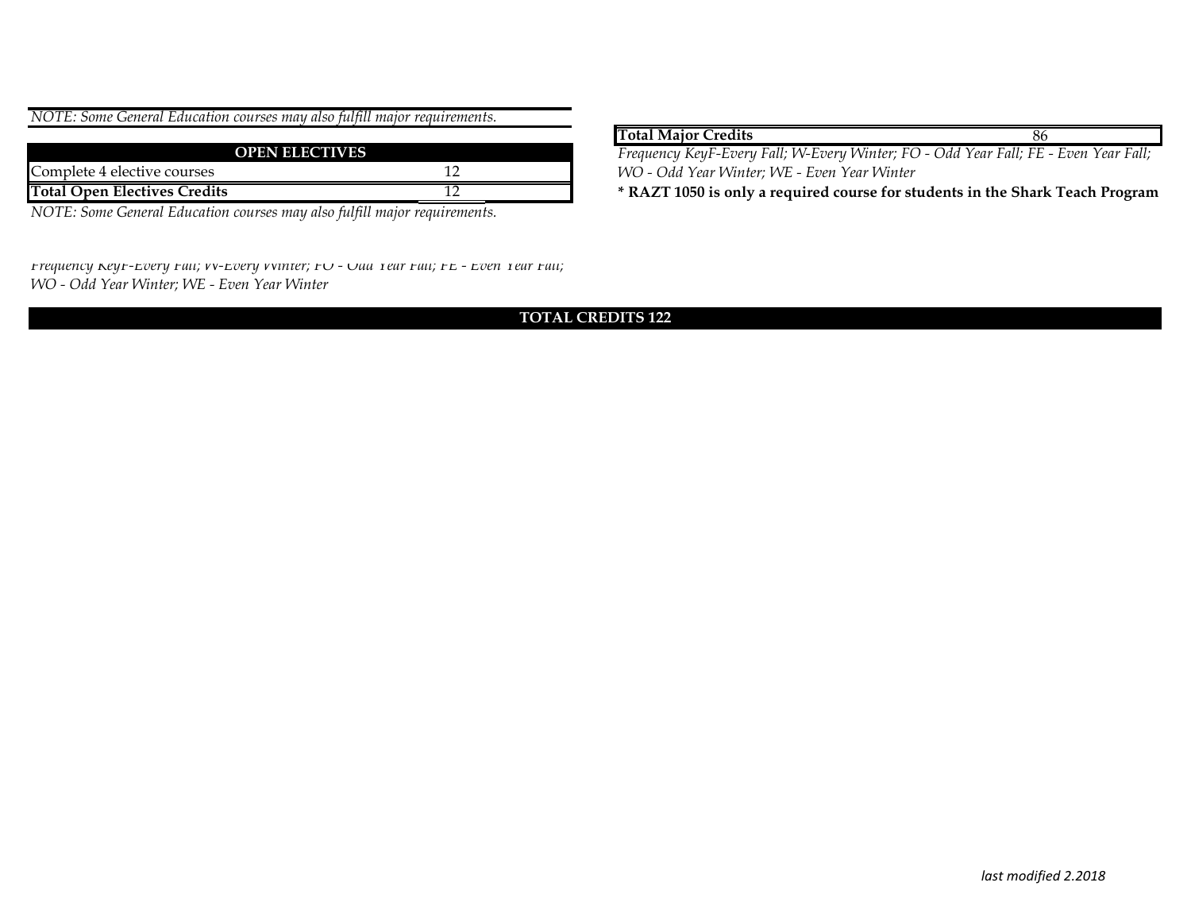*NOTE: Some General Education courses may also fulfill major requirements.*

| OPEN ELECTIVES | |
|---|---|
| Complete 4 elective courses | 12 |
| **Total Open Electives Credits** | 12 |

*NOTE: Some General Education courses may also fulfill major requirements.*

*Frequency KeyF-Every Fall; W-Every Winter; FO - Odd Year Fall; FE - Even Year Fall; WO - Odd Year Winter; WE - Even Year Winter*

| **Total Major Credits** | 86 |
|---|---|

*Frequency KeyF-Every Fall; W-Every Winter; FO - Odd Year Fall; FE - Even Year Fall; WO - Odd Year Winter; WE - Even Year Winter*

**\* RAZT 1050 is only a required course for students in the Shark Teach Program**

**TOTAL CREDITS 122**

*last modified 2.2018*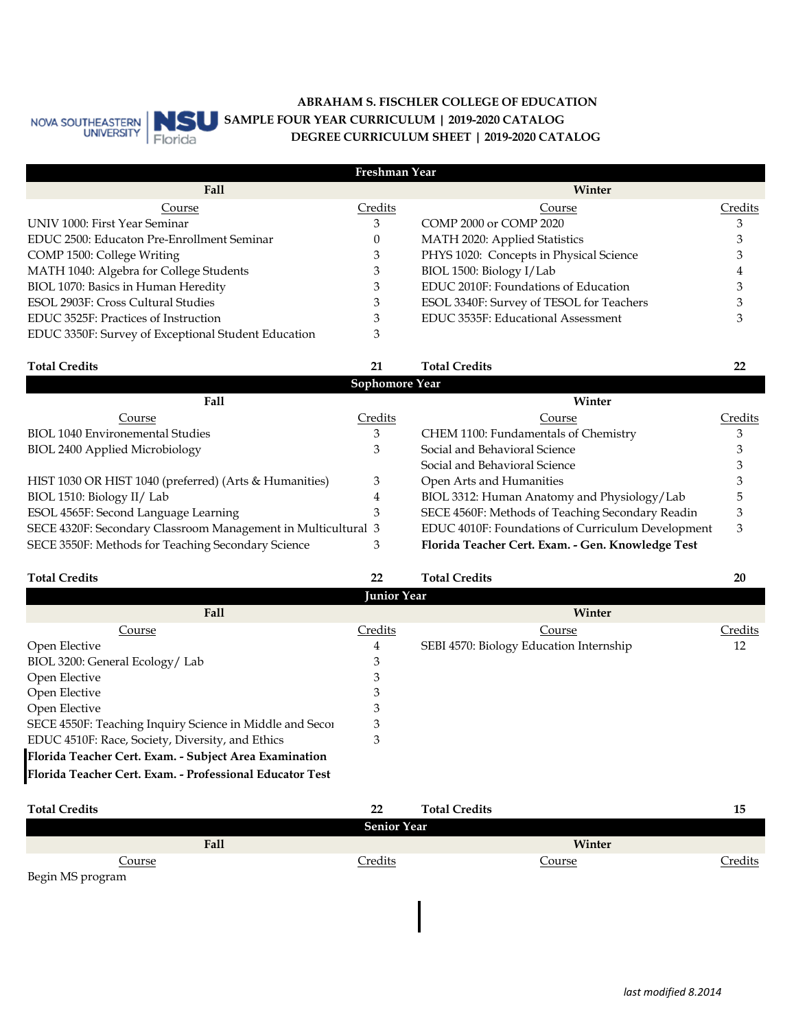**ABRAHAM S. FISCHLER COLLEGE OF EDUCATION**
**SAMPLE FOUR YEAR CURRICULUM | 2019-2020 CATALOG**
**DEGREE CURRICULUM SHEET | 2019-2020 CATALOG**

## Freshman Year

| Fall Course | Credits | Winter Course | Credits |
|---|---|---|---|
| UNIV 1000: First Year Seminar | 3 | COMP 2000 or COMP 2020 | 3 |
| EDUC 2500: Educaton Pre-Enrollment Seminar | 0 | MATH 2020: Applied Statistics | 3 |
| COMP 1500: College Writing | 3 | PHYS 1020: Concepts in Physical Science | 3 |
| MATH 1040: Algebra for College Students | 3 | BIOL 1500: Biology I/Lab | 4 |
| BIOL 1070: Basics in Human Heredity | 3 | EDUC 2010F: Foundations of Education | 3 |
| ESOL 2903F: Cross Cultural Studies | 3 | ESOL 3340F: Survey of TESOL for Teachers | 3 |
| EDUC 3525F: Practices of Instruction | 3 | EDUC 3535F: Educational Assessment | 3 |
| EDUC 3350F: Survey of Exceptional Student Education | 3 | | |
| **Total Credits** | **21** | **Total Credits** | **22** |

## Sophomore Year

| Fall Course | Credits | Winter Course | Credits |
|---|---|---|---|
| BIOL 1040 Environemental Studies | 3 | CHEM 1100: Fundamentals of Chemistry | 3 |
| BIOL 2400 Applied Microbiology | 3 | Social and Behavioral Science | 3 |
| | | Social and Behavioral Science | 3 |
| HIST 1030 OR HIST 1040 (preferred) (Arts & Humanities) | 3 | Open Arts and Humanities | 3 |
| BIOL 1510: Biology II/ Lab | 4 | BIOL 3312: Human Anatomy and Physiology/Lab | 5 |
| ESOL 4565F: Second Language Learning | 3 | SECE 4560F: Methods of Teaching Secondary Readin | 3 |
| SECE 4320F: Secondary Classroom Management in Multicultural | 3 | EDUC 4010F: Foundations of Curriculum Development | 3 |
| SECE 3550F: Methods for Teaching Secondary Science | 3 | **Florida Teacher Cert. Exam. - Gen. Knowledge Test** | |
| **Total Credits** | **22** | **Total Credits** | **20** |

## Junior Year

| Fall Course | Credits | Winter Course | Credits |
|---|---|---|---|
| Open Elective | 4 | SEBI 4570: Biology Education Internship | 12 |
| BIOL 3200: General Ecology/ Lab | 3 | | |
| Open Elective | 3 | | |
| Open Elective | 3 | | |
| Open Elective | 3 | | |
| SECE 4550F: Teaching Inquiry Science in Middle and Secon | 3 | | |
| EDUC 4510F: Race, Society, Diversity, and Ethics | 3 | | |
| **Florida Teacher Cert. Exam. - Subject Area Examination** | | | |
| **Florida Teacher Cert. Exam. - Professional Educator Test** | | | |
| **Total Credits** | **22** | **Total Credits** | **15** |

## Senior Year

| Fall Course | Credits | Winter Course | Credits |
|---|---|---|---|
| Begin MS program | | | |

*last modified 8.2014*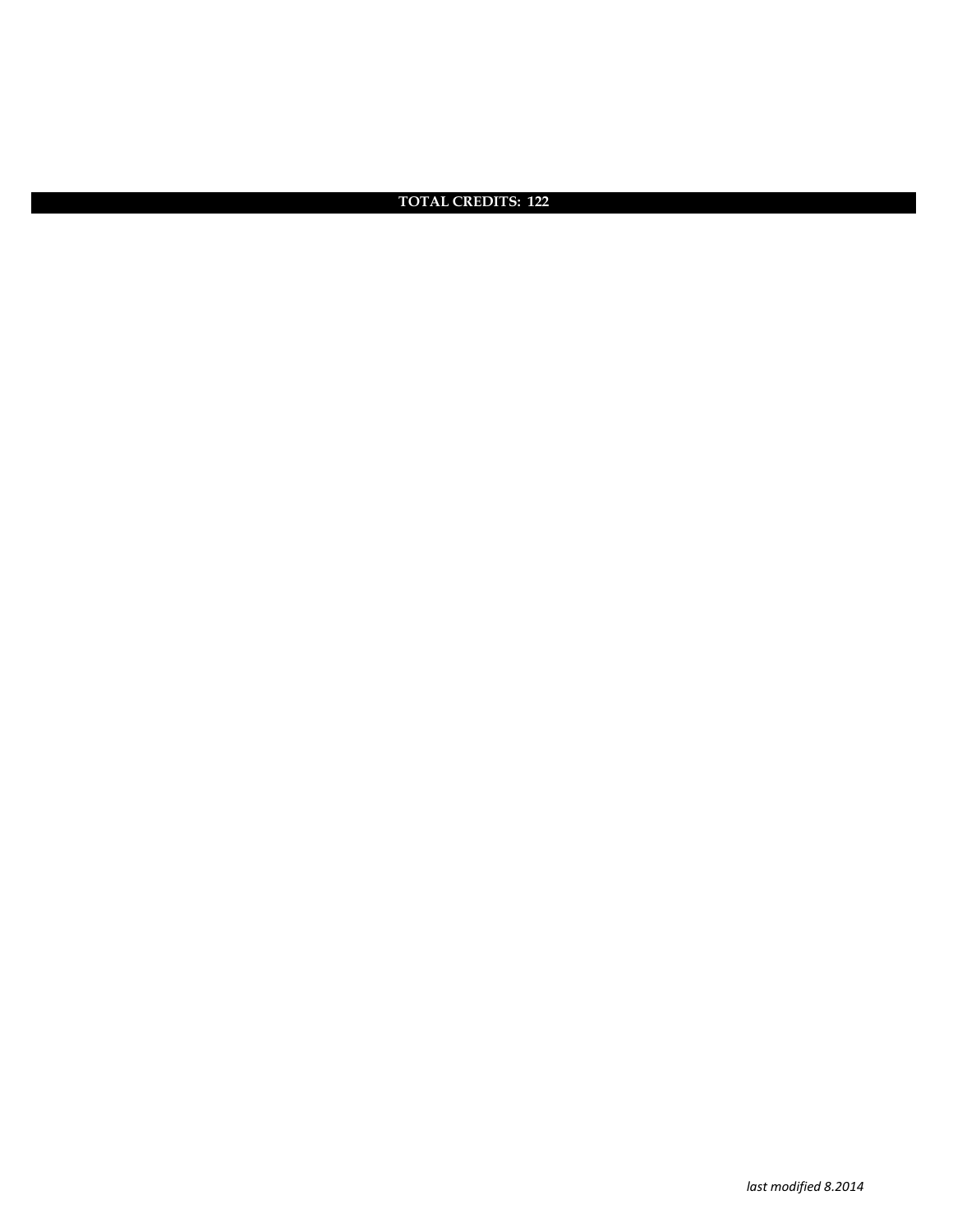**TOTAL CREDITS: 122**

*last modified 8.2014*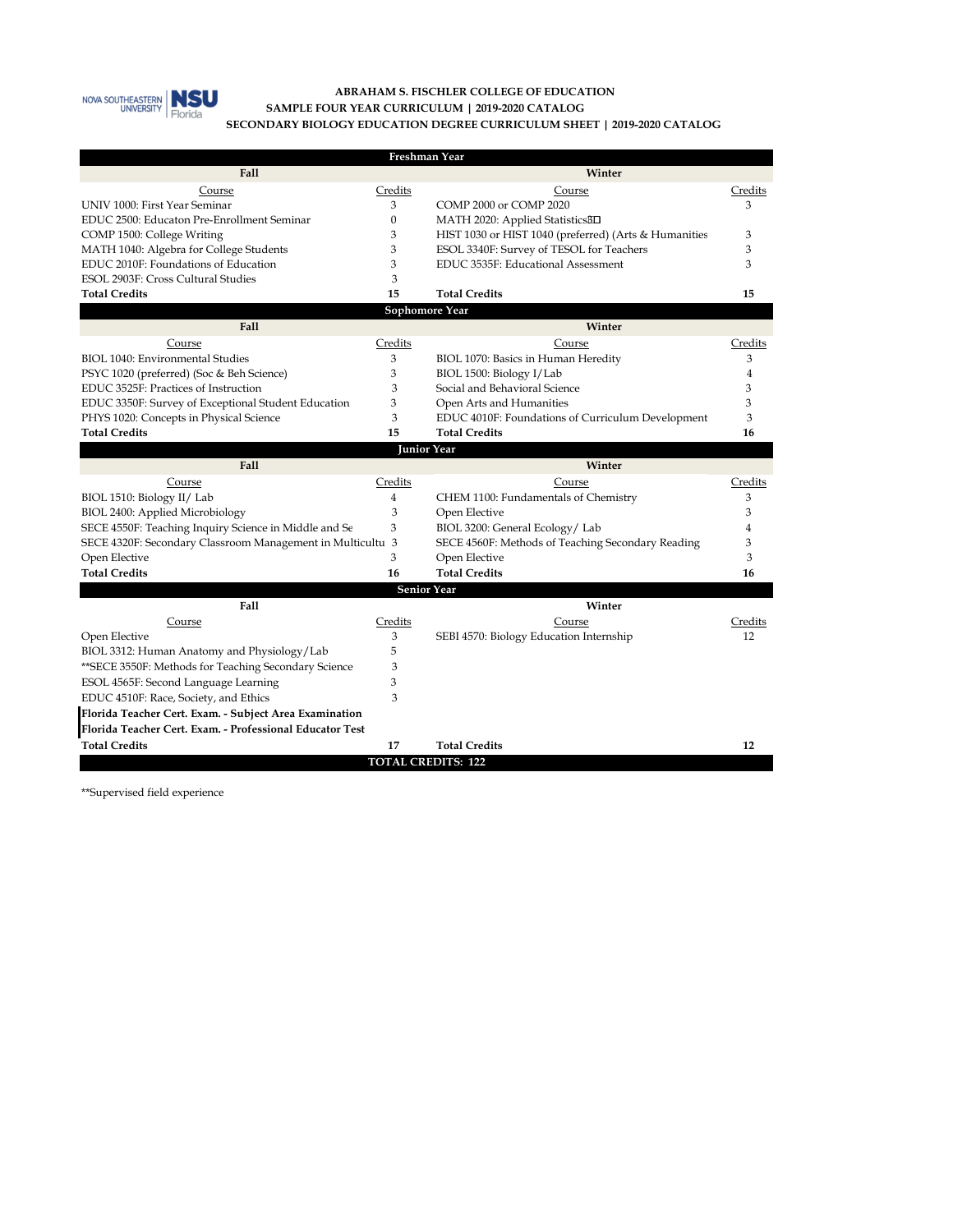**ABRAHAM S. FISCHLER COLLEGE OF EDUCATION**
**SAMPLE FOUR YEAR CURRICULUM | 2019-2020 CATALOG**
**SECONDARY BIOLOGY EDUCATION DEGREE CURRICULUM SHEET | 2019-2020 CATALOG**

| Freshman Year | | | |
|---|---|---|---|
| **Fall** | | **Winter** | |
| Course | Credits | Course | Credits |
| UNIV 1000: First Year Seminar | 3 | COMP 2000 or COMP 2020 | 3 |
| EDUC 2500: Educaton Pre-Enrollment Seminar | 0 | MATH 2020: Applied Statistics | |
| COMP 1500: College Writing | 3 | HIST 1030 or HIST 1040 (preferred) (Arts & Humanities | 3 |
| MATH 1040: Algebra for College Students | 3 | ESOL 3340F: Survey of TESOL for Teachers | 3 |
| EDUC 2010F: Foundations of Education | 3 | EDUC 3535F: Educational Assessment | 3 |
| ESOL 2903F: Cross Cultural Studies | 3 | | |
| **Total Credits** | **15** | **Total Credits** | **15** |
| **Sophomore Year** | | | |
| **Fall** | | **Winter** | |
| Course | Credits | Course | Credits |
| BIOL 1040: Environmental Studies | 3 | BIOL 1070: Basics in Human Heredity | 3 |
| PSYC 1020 (preferred) (Soc & Beh Science) | 3 | BIOL 1500: Biology I/Lab | 4 |
| EDUC 3525F: Practices of Instruction | 3 | Social and Behavioral Science | 3 |
| EDUC 3350F: Survey of Exceptional Student Education | 3 | Open Arts and Humanities | 3 |
| PHYS 1020: Concepts in Physical Science | 3 | EDUC 4010F: Foundations of Curriculum Development | 3 |
| **Total Credits** | **15** | **Total Credits** | **16** |
| **Junior Year** | | | |
| **Fall** | | **Winter** | |
| Course | Credits | Course | Credits |
| BIOL 1510: Biology II/ Lab | 4 | CHEM 1100: Fundamentals of Chemistry | 3 |
| BIOL 2400: Applied Microbiology | 3 | Open Elective | 3 |
| SECE 4550F: Teaching Inquiry Science in Middle and Se | 3 | BIOL 3200: General Ecology/ Lab | 4 |
| SECE 4320F: Secondary Classroom Management in Multicultu | 3 | SECE 4560F: Methods of Teaching Secondary Reading | 3 |
| Open Elective | 3 | Open Elective | 3 |
| **Total Credits** | **16** | **Total Credits** | **16** |
| **Senior Year** | | | |
| **Fall** | | **Winter** | |
| Course | Credits | Course | Credits |
| Open Elective | 3 | SEBI 4570: Biology Education Internship | 12 |
| BIOL 3312: Human Anatomy and Physiology/Lab | 5 | | |
| **SECE 3550F: Methods for Teaching Secondary Science | 3 | | |
| ESOL 4565F: Second Language Learning | 3 | | |
| EDUC 4510F: Race, Society, and Ethics | 3 | | |
| **Florida Teacher Cert. Exam. - Subject Area Examination** | | | |
| **Florida Teacher Cert. Exam. - Professional Educator Test** | | | |
| **Total Credits** | **17** | **Total Credits** | **12** |
| **TOTAL CREDITS: 122** | | | |

**Supervised field experience